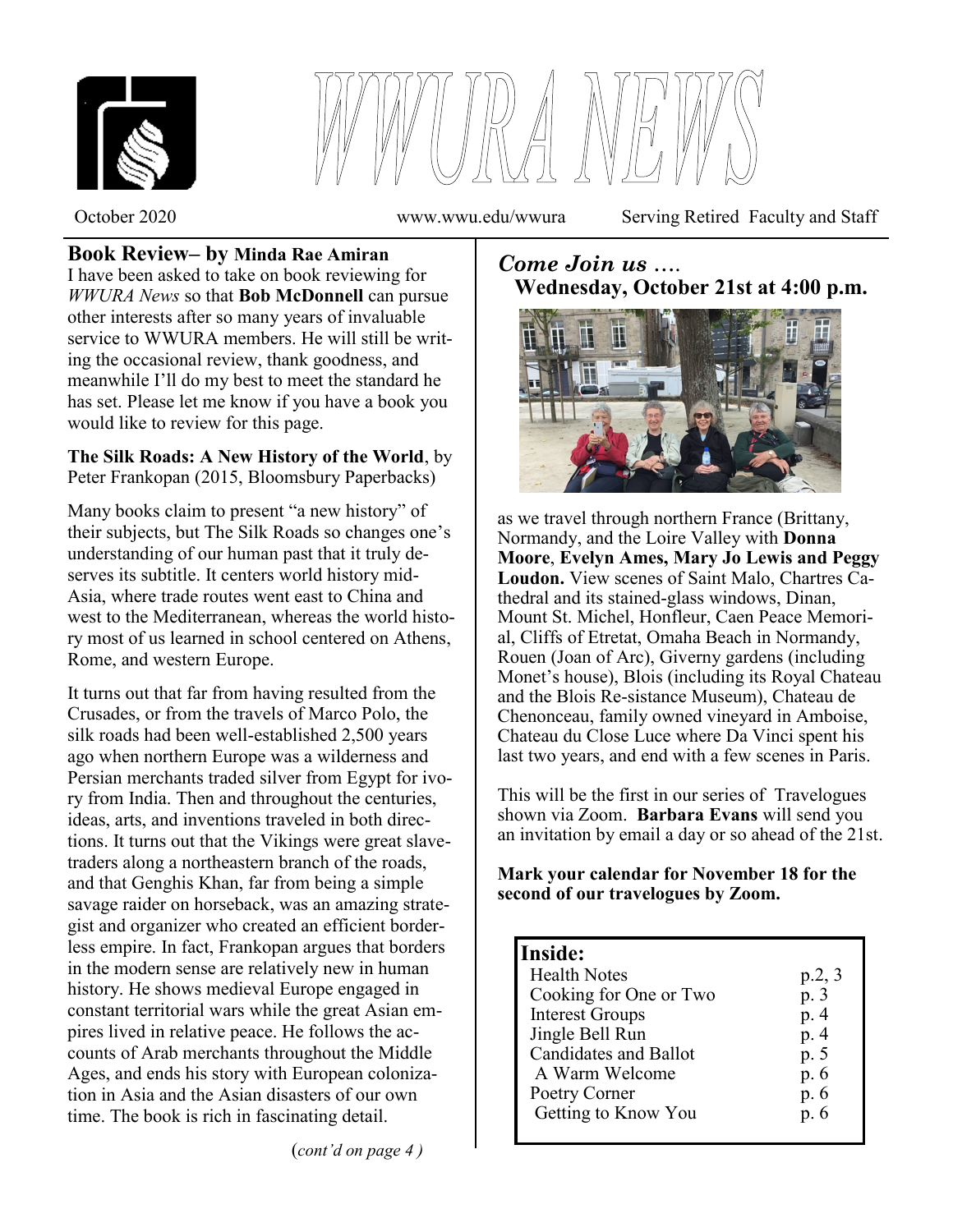# WWURA NEWS

October 2020 www.wwu.edu/wwura Serving Retired Faculty and Staff

## Book Review– by Minda Rae Amiran

I have been asked to take on book reviewing for *WWURA News* so that **Bob McDonnell** can pursue other interests after so many years of invaluable service to WWURA members. He will still be writing the occasional review, thank goodness, and meanwhile I'll do my best to meet the standard he has set. Please let me know if you have a book you would like to review for this page.

**The Silk Roads: A New History of the World**, by Peter Frankopan (2015, Bloomsbury Paperbacks)

Many books claim to present "a new history" of their subjects, but The Silk Roads so changes one's understanding of our human past that it truly deserves its subtitle. It centers world history mid-Asia, where trade routes went east to China and west to the Mediterranean, whereas the world history most of us learned in school centered on Athens, Rome, and western Europe.

It turns out that far from having resulted from the Crusades, or from the travels of Marco Polo, the silk roads had been well-established 2,500 years ago when northern Europe was a wilderness and Persian merchants traded silver from Egypt for ivory from India. Then and throughout the centuries, ideas, arts, and inventions traveled in both directions. It turns out that the Vikings were great slave-traders along a northeastern branch of the roads, and that Genghis Khan, far from being a simple savage raider on horseback, was an amazing strategist and organizer who created an efficient borderless empire. In fact, Frankopan argues that borders in the modern sense are relatively new in human history. He shows medieval Europe engaged in constant territorial wars while the great Asian empires lived in relative peace. He follows the accounts of Arab merchants throughout the Middle Ages, and ends his story with European colonization in Asia and the Asian disasters of our own time. The book is rich in fascinating detail.

(*cont'd on page 4*)

## *Come Join us ….*
## Wednesday, October 21st at 4:00 p.m.

as we travel through northern France (Brittany, Normandy, and the Loire Valley with **Donna Moore**, **Evelyn Ames, Mary Jo Lewis and Peggy Loudon.** View scenes of Saint Malo, Chartres Cathedral and its stained-glass windows, Dinan, Mount St. Michel, Honfleur, Caen Peace Memorial, Cliffs of Etretat, Omaha Beach in Normandy, Rouen (Joan of Arc), Giverny gardens (including Monet's house), Blois (including its Royal Chateau and the Blois Re-sistance Museum), Chateau de Chenonceau, family owned vineyard in Amboise, Chateau du Close Luce where Da Vinci spent his last two years, and end with a few scenes in Paris.

This will be the first in our series of Travelogues shown via Zoom. **Barbara Evans** will send you an invitation by email a day or so ahead of the 21st.

**Mark your calendar for November 18 for the second of our travelogues by Zoom.**

**Inside:**

| | |
|---|---|
| Health Notes | p.2, 3 |
| Cooking for One or Two | p. 3 |
| Interest Groups | p. 4 |
| Jingle Bell Run | p. 4 |
| Candidates and Ballot | p. 5 |
| A Warm Welcome | p. 6 |
| Poetry Corner | p. 6 |
| Getting to Know You | p. 6 |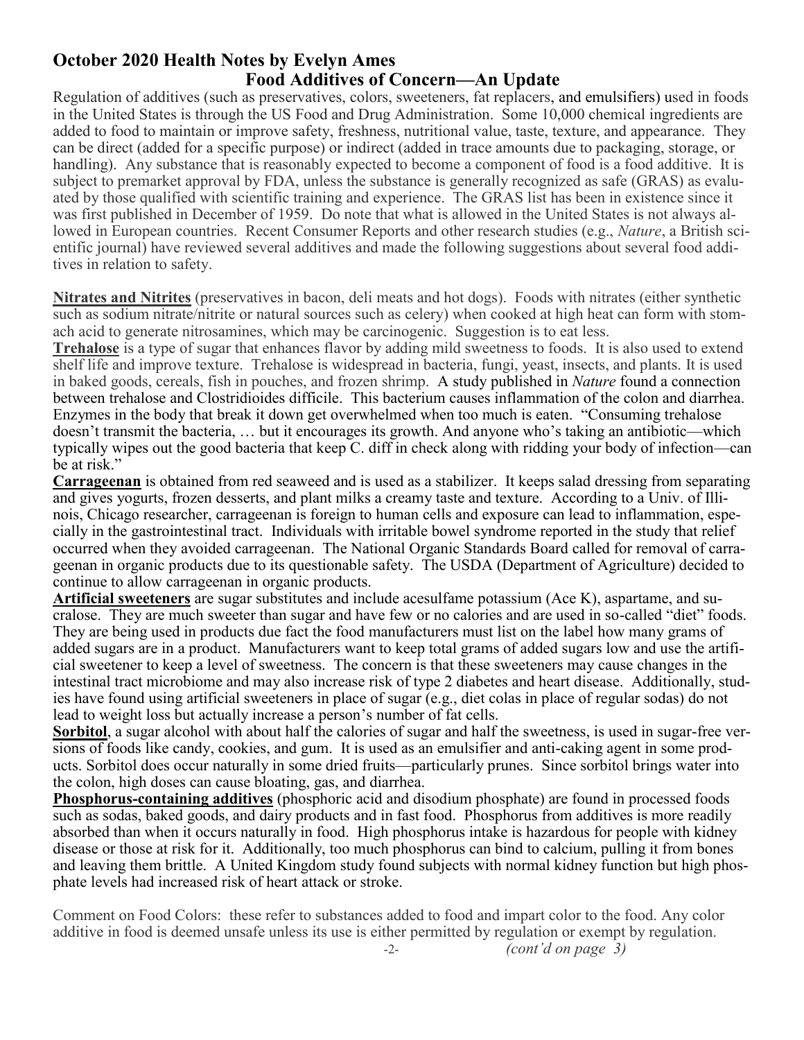## October 2020 Health Notes by Evelyn Ames

### Food Additives of Concern—An Update

Regulation of additives (such as preservatives, colors, sweeteners, fat replacers, and emulsifiers) used in foods in the United States is through the US Food and Drug Administration. Some 10,000 chemical ingredients are added to food to maintain or improve safety, freshness, nutritional value, taste, texture, and appearance. They can be direct (added for a specific purpose) or indirect (added in trace amounts due to packaging, storage, or handling). Any substance that is reasonably expected to become a component of food is a food additive. It is subject to premarket approval by FDA, unless the substance is generally recognized as safe (GRAS) as evaluated by those qualified with scientific training and experience. The GRAS list has been in existence since it was first published in December of 1959. Do note that what is allowed in the United States is not always allowed in European countries. Recent Consumer Reports and other research studies (e.g., *Nature*, a British scientific journal) have reviewed several additives and made the following suggestions about several food additives in relation to safety.

**Nitrates and Nitrites** (preservatives in bacon, deli meats and hot dogs). Foods with nitrates (either synthetic such as sodium nitrate/nitrite or natural sources such as celery) when cooked at high heat can form with stomach acid to generate nitrosamines, which may be carcinogenic. Suggestion is to eat less.

**Trehalose** is a type of sugar that enhances flavor by adding mild sweetness to foods. It is also used to extend shelf life and improve texture. Trehalose is widespread in bacteria, fungi, yeast, insects, and plants. It is used in baked goods, cereals, fish in pouches, and frozen shrimp. A study published in *Nature* found a connection between trehalose and Clostridioides difficile. This bacterium causes inflammation of the colon and diarrhea. Enzymes in the body that break it down get overwhelmed when too much is eaten. "Consuming trehalose doesn't transmit the bacteria, … but it encourages its growth. And anyone who's taking an antibiotic—which typically wipes out the good bacteria that keep C. diff in check along with ridding your body of infection—can be at risk."

**Carrageenan** is obtained from red seaweed and is used as a stabilizer. It keeps salad dressing from separating and gives yogurts, frozen desserts, and plant milks a creamy taste and texture. According to a Univ. of Illinois, Chicago researcher, carrageenan is foreign to human cells and exposure can lead to inflammation, especially in the gastrointestinal tract. Individuals with irritable bowel syndrome reported in the study that relief occurred when they avoided carrageenan. The National Organic Standards Board called for removal of carrageenan in organic products due to its questionable safety. The USDA (Department of Agriculture) decided to continue to allow carrageenan in organic products.

**Artificial sweeteners** are sugar substitutes and include acesulfame potassium (Ace K), aspartame, and sucralose. They are much sweeter than sugar and have few or no calories and are used in so-called "diet" foods. They are being used in products due fact the food manufacturers must list on the label how many grams of added sugars are in a product. Manufacturers want to keep total grams of added sugars low and use the artificial sweetener to keep a level of sweetness. The concern is that these sweeteners may cause changes in the intestinal tract microbiome and may also increase risk of type 2 diabetes and heart disease. Additionally, studies have found using artificial sweeteners in place of sugar (e.g., diet colas in place of regular sodas) do not lead to weight loss but actually increase a person's number of fat cells.

**Sorbitol**, a sugar alcohol with about half the calories of sugar and half the sweetness, is used in sugar-free versions of foods like candy, cookies, and gum. It is used as an emulsifier and anti-caking agent in some products. Sorbitol does occur naturally in some dried fruits—particularly prunes. Since sorbitol brings water into the colon, high doses can cause bloating, gas, and diarrhea.

**Phosphorus-containing additives** (phosphoric acid and disodium phosphate) are found in processed foods such as sodas, baked goods, and dairy products and in fast food. Phosphorus from additives is more readily absorbed than when it occurs naturally in food. High phosphorus intake is hazardous for people with kidney disease or those at risk for it. Additionally, too much phosphorus can bind to calcium, pulling it from bones and leaving them brittle. A United Kingdom study found subjects with normal kidney function but high phosphate levels had increased risk of heart attack or stroke.

Comment on Food Colors: these refer to substances added to food and impart color to the food. Any color additive in food is deemed unsafe unless its use is either permitted by regulation or exempt by regulation.

*(cont'd on page 3)*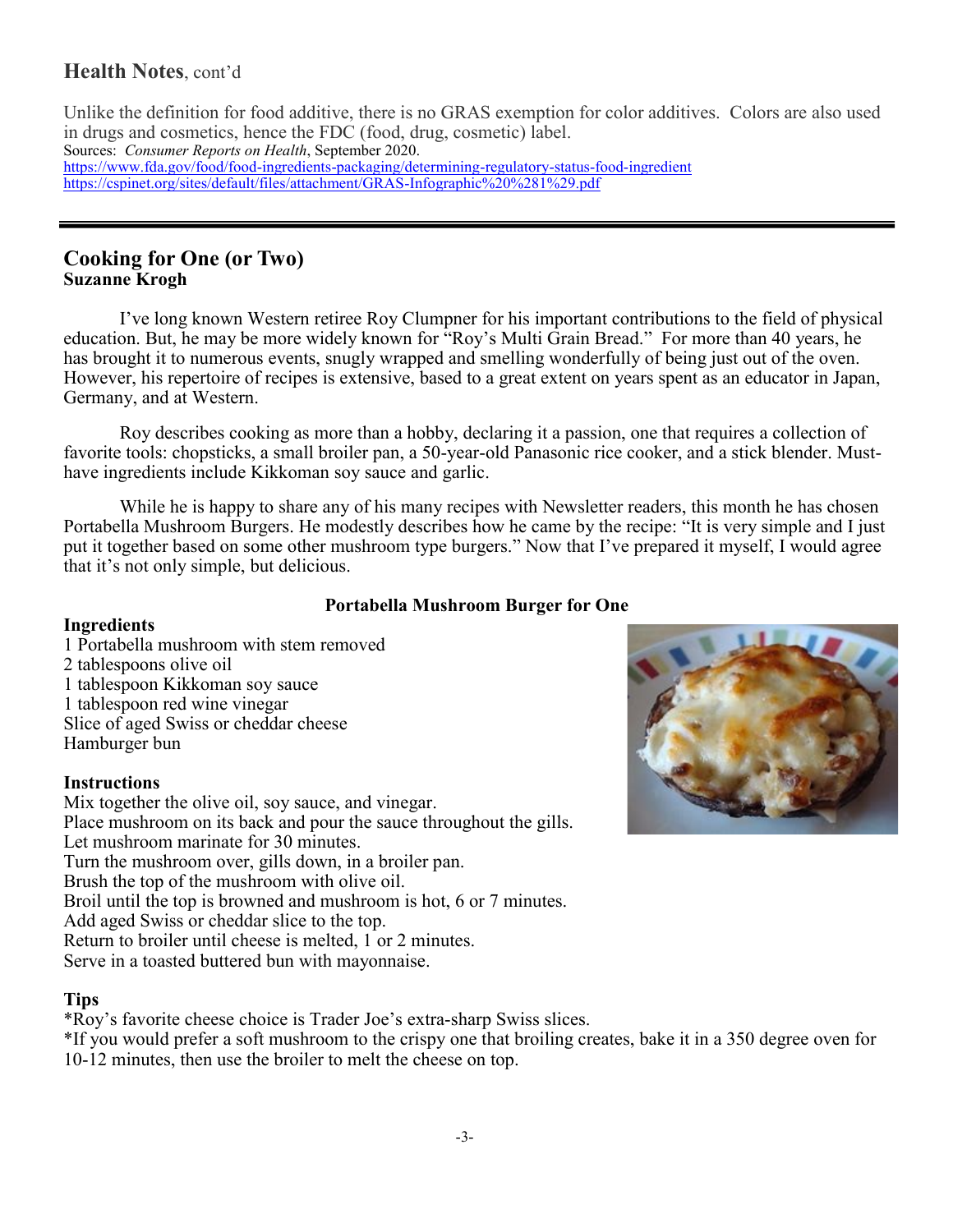## Health Notes, cont'd

Unlike the definition for food additive, there is no GRAS exemption for color additives. Colors are also used in drugs and cosmetics, hence the FDC (food, drug, cosmetic) label.

Sources: *Consumer Reports on Health*, September 2020.
https://www.fda.gov/food/food-ingredients-packaging/determining-regulatory-status-food-ingredient
https://cspinet.org/sites/default/files/attachment/GRAS-Infographic%20%281%29.pdf

---

## Cooking for One (or Two)

**Suzanne Krogh**

I've long known Western retiree Roy Clumpner for his important contributions to the field of physical education. But, he may be more widely known for "Roy's Multi Grain Bread." For more than 40 years, he has brought it to numerous events, snugly wrapped and smelling wonderfully of being just out of the oven. However, his repertoire of recipes is extensive, based to a great extent on years spent as an educator in Japan, Germany, and at Western.

Roy describes cooking as more than a hobby, declaring it a passion, one that requires a collection of favorite tools: chopsticks, a small broiler pan, a 50-year-old Panasonic rice cooker, and a stick blender. Must-have ingredients include Kikkoman soy sauce and garlic.

While he is happy to share any of his many recipes with Newsletter readers, this month he has chosen Portabella Mushroom Burgers. He modestly describes how he came by the recipe: "It is very simple and I just put it together based on some other mushroom type burgers." Now that I've prepared it myself, I would agree that it's not only simple, but delicious.

### Portabella Mushroom Burger for One

**Ingredients**

1 Portabella mushroom with stem removed
2 tablespoons olive oil
1 tablespoon Kikkoman soy sauce
1 tablespoon red wine vinegar
Slice of aged Swiss or cheddar cheese
Hamburger bun

**Instructions**

Mix together the olive oil, soy sauce, and vinegar.
Place mushroom on its back and pour the sauce throughout the gills.
Let mushroom marinate for 30 minutes.
Turn the mushroom over, gills down, in a broiler pan.
Brush the top of the mushroom with olive oil.
Broil until the top is browned and mushroom is hot, 6 or 7 minutes.
Add aged Swiss or cheddar slice to the top.
Return to broiler until cheese is melted, 1 or 2 minutes.
Serve in a toasted buttered bun with mayonnaise.

**Tips**

*Roy's favorite cheese choice is Trader Joe's extra-sharp Swiss slices.
*If you would prefer a soft mushroom to the crispy one that broiling creates, bake it in a 350 degree oven for 10-12 minutes, then use the broiler to melt the cheese on top.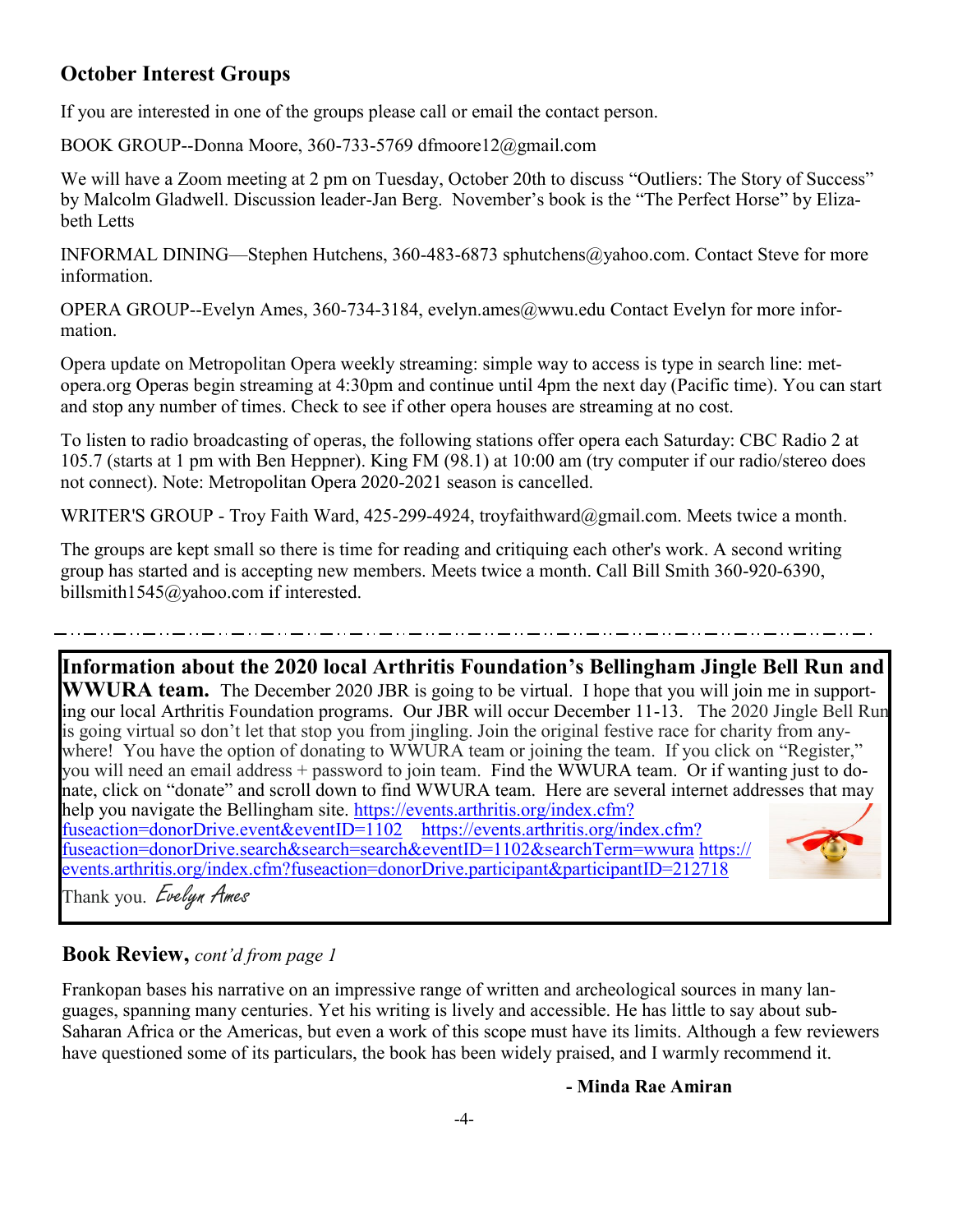## October Interest Groups

If you are interested in one of the groups please call or email the contact person.

BOOK GROUP--Donna Moore, 360-733-5769 dfmoore12@gmail.com

We will have a Zoom meeting at 2 pm on Tuesday, October 20th to discuss "Outliers: The Story of Success" by Malcolm Gladwell. Discussion leader-Jan Berg. November's book is the "The Perfect Horse" by Elizabeth Letts

INFORMAL DINING—Stephen Hutchens, 360-483-6873 sphutchens@yahoo.com. Contact Steve for more information.

OPERA GROUP--Evelyn Ames, 360-734-3184, evelyn.ames@wwu.edu Contact Evelyn for more information.

Opera update on Metropolitan Opera weekly streaming: simple way to access is type in search line: metopera.org Operas begin streaming at 4:30pm and continue until 4pm the next day (Pacific time). You can start and stop any number of times. Check to see if other opera houses are streaming at no cost.

To listen to radio broadcasting of operas, the following stations offer opera each Saturday: CBC Radio 2 at 105.7 (starts at 1 pm with Ben Heppner). King FM (98.1) at 10:00 am (try computer if our radio/stereo does not connect). Note: Metropolitan Opera 2020-2021 season is cancelled.

WRITER'S GROUP - Troy Faith Ward, 425-299-4924, troyfaithward@gmail.com. Meets twice a month.

The groups are kept small so there is time for reading and critiquing each other's work. A second writing group has started and is accepting new members. Meets twice a month. Call Bill Smith 360-920-6390, billsmith1545@yahoo.com if interested.

---

**Information about the 2020 local Arthritis Foundation's Bellingham Jingle Bell Run and WWURA team.** The December 2020 JBR is going to be virtual. I hope that you will join me in supporting our local Arthritis Foundation programs. Our JBR will occur December 11-13. The 2020 Jingle Bell Run is going virtual so don't let that stop you from jingling. Join the original festive race for charity from anywhere! You have the option of donating to WWURA team or joining the team. If you click on "Register," you will need an email address + password to join team. Find the WWURA team. Or if wanting just to donate, click on "donate" and scroll down to find WWURA team. Here are several internet addresses that may help you navigate the Bellingham site. https://events.arthritis.org/index.cfm?fuseaction=donorDrive.event&eventID=1102 https://events.arthritis.org/index.cfm?fuseaction=donorDrive.search&search=search&eventID=1102&searchTerm=wwura https://events.arthritis.org/index.cfm?fuseaction=donorDrive.participant&participantID=212718

Thank you. *Evelyn Ames*

## Book Review, *cont'd from page 1*

Frankopan bases his narrative on an impressive range of written and archeological sources in many languages, spanning many centuries. Yet his writing is lively and accessible. He has little to say about sub-Saharan Africa or the Americas, but even a work of this scope must have its limits. Although a few reviewers have questioned some of its particulars, the book has been widely praised, and I warmly recommend it.

**- Minda Rae Amiran**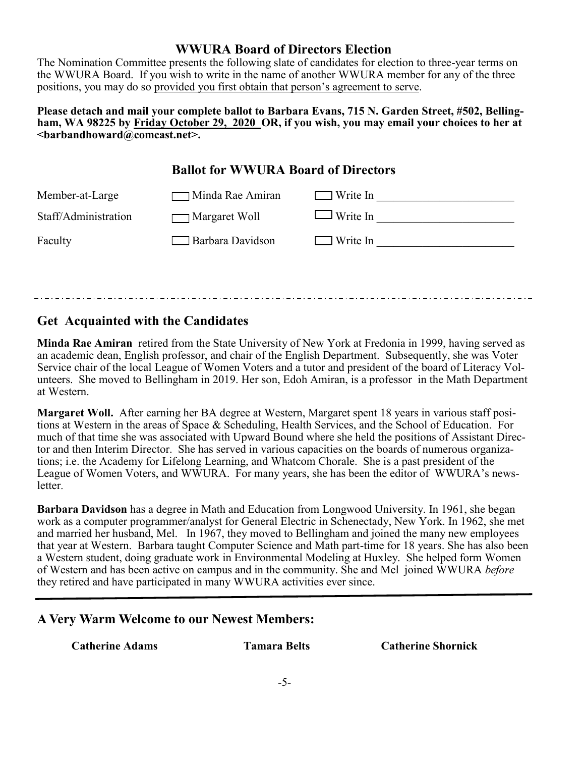## WWURA Board of Directors Election

The Nomination Committee presents the following slate of candidates for election to three-year terms on the WWURA Board. If you wish to write in the name of another WWURA member for any of the three positions, you may do so provided you first obtain that person's agreement to serve.

**Please detach and mail your complete ballot to Barbara Evans, 715 N. Garden Street, #502, Bellingham, WA 98225 by Friday October 29, 2020 OR, if you wish, you may email your choices to her at <barbandhoward@comcast.net>.**

## Ballot for WWURA Board of Directors

| | | |
|---|---|---|
| Member-at-Large | ☐ Minda Rae Amiran | ☐ Write In ________________________ |
| Staff/Administration | ☐ Margaret Woll | ☐ Write In ________________________ |
| Faculty | ☐ Barbara Davidson | ☐ Write In ________________________ |

## Get Acquainted with the Candidates

**Minda Rae Amiran** retired from the State University of New York at Fredonia in 1999, having served as an academic dean, English professor, and chair of the English Department. Subsequently, she was Voter Service chair of the local League of Women Voters and a tutor and president of the board of Literacy Volunteers. She moved to Bellingham in 2019. Her son, Edoh Amiran, is a professor in the Math Department at Western.

**Margaret Woll.** After earning her BA degree at Western, Margaret spent 18 years in various staff positions at Western in the areas of Space & Scheduling, Health Services, and the School of Education. For much of that time she was associated with Upward Bound where she held the positions of Assistant Director and then Interim Director. She has served in various capacities on the boards of numerous organizations; i.e. the Academy for Lifelong Learning, and Whatcom Chorale. She is a past president of the League of Women Voters, and WWURA. For many years, she has been the editor of WWURA's newsletter.

**Barbara Davidson** has a degree in Math and Education from Longwood University. In 1961, she began work as a computer programmer/analyst for General Electric in Schenectady, New York. In 1962, she met and married her husband, Mel. In 1967, they moved to Bellingham and joined the many new employees that year at Western. Barbara taught Computer Science and Math part-time for 18 years. She has also been a Western student, doing graduate work in Environmental Modeling at Huxley. She helped form Women of Western and has been active on campus and in the community. She and Mel joined WWURA *before* they retired and have participated in many WWURA activities ever since.

## A Very Warm Welcome to our Newest Members:

**Catherine Adams** | **Tamara Belts** | **Catherine Shornick**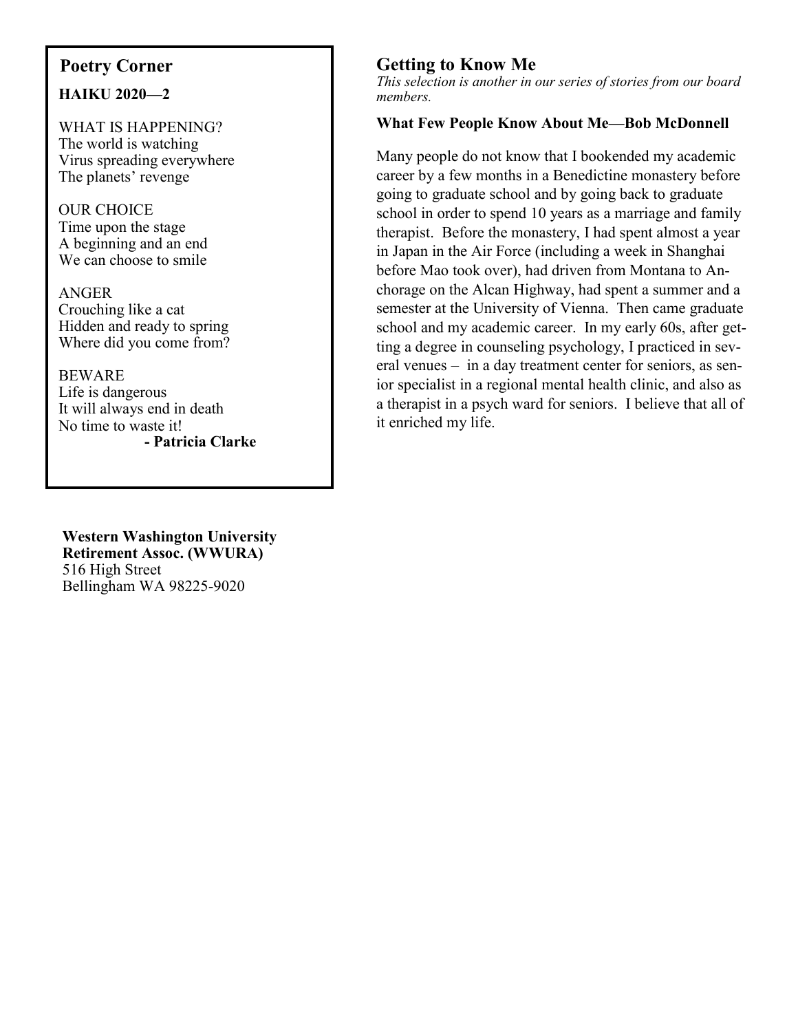## Poetry Corner

### HAIKU 2020—2

WHAT IS HAPPENING?
The world is watching
Virus spreading everywhere
The planets' revenge

OUR CHOICE
Time upon the stage
A beginning and an end
We can choose to smile

ANGER
Crouching like a cat
Hidden and ready to spring
Where did you come from?

BEWARE
Life is dangerous
It will always end in death
No time to waste it!

**- Patricia Clarke**

**Western Washington University Retirement Assoc. (WWURA)**
516 High Street
Bellingham WA 98225-9020

## Getting to Know Me

*This selection is another in our series of stories from our board members.*

### What Few People Know About Me—Bob McDonnell

Many people do not know that I bookended my academic career by a few months in a Benedictine monastery before going to graduate school and by going back to graduate school in order to spend 10 years as a marriage and family therapist. Before the monastery, I had spent almost a year in Japan in the Air Force (including a week in Shanghai before Mao took over), had driven from Montana to Anchorage on the Alcan Highway, had spent a summer and a semester at the University of Vienna. Then came graduate school and my academic career. In my early 60s, after getting a degree in counseling psychology, I practiced in several venues – in a day treatment center for seniors, as senior specialist in a regional mental health clinic, and also as a therapist in a psych ward for seniors. I believe that all of it enriched my life.